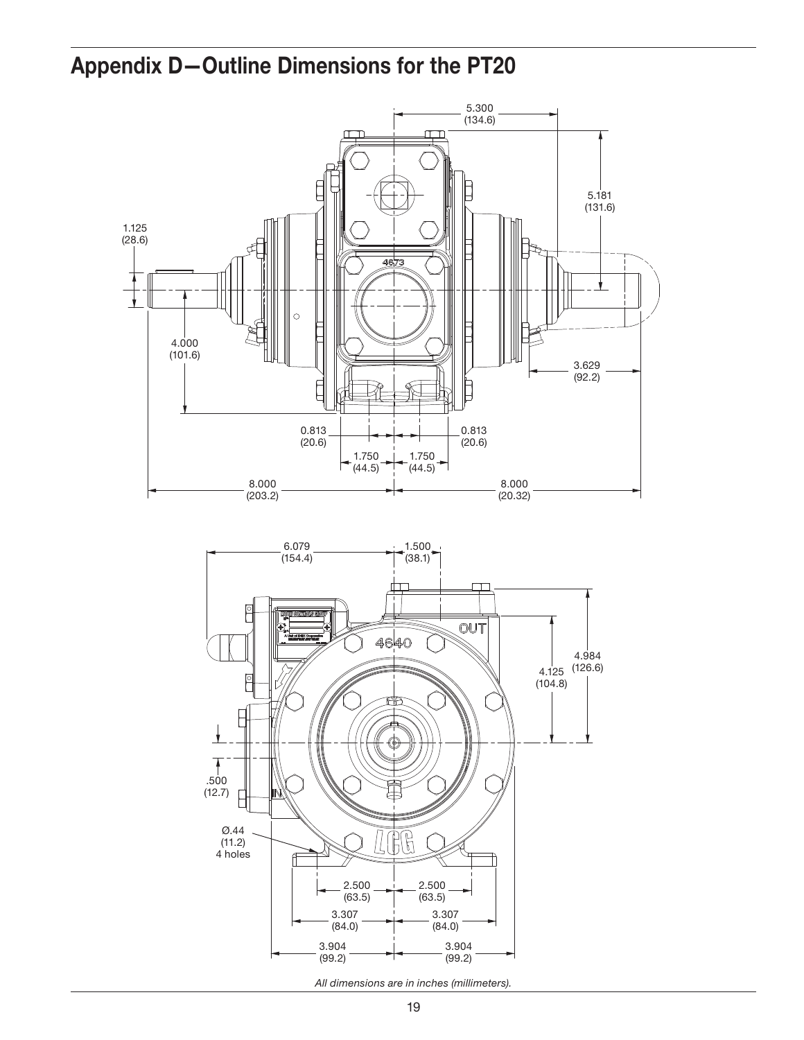# Appendix D—Outline Dimensions for the PT20

*All dimensions are in inches (millimeters).*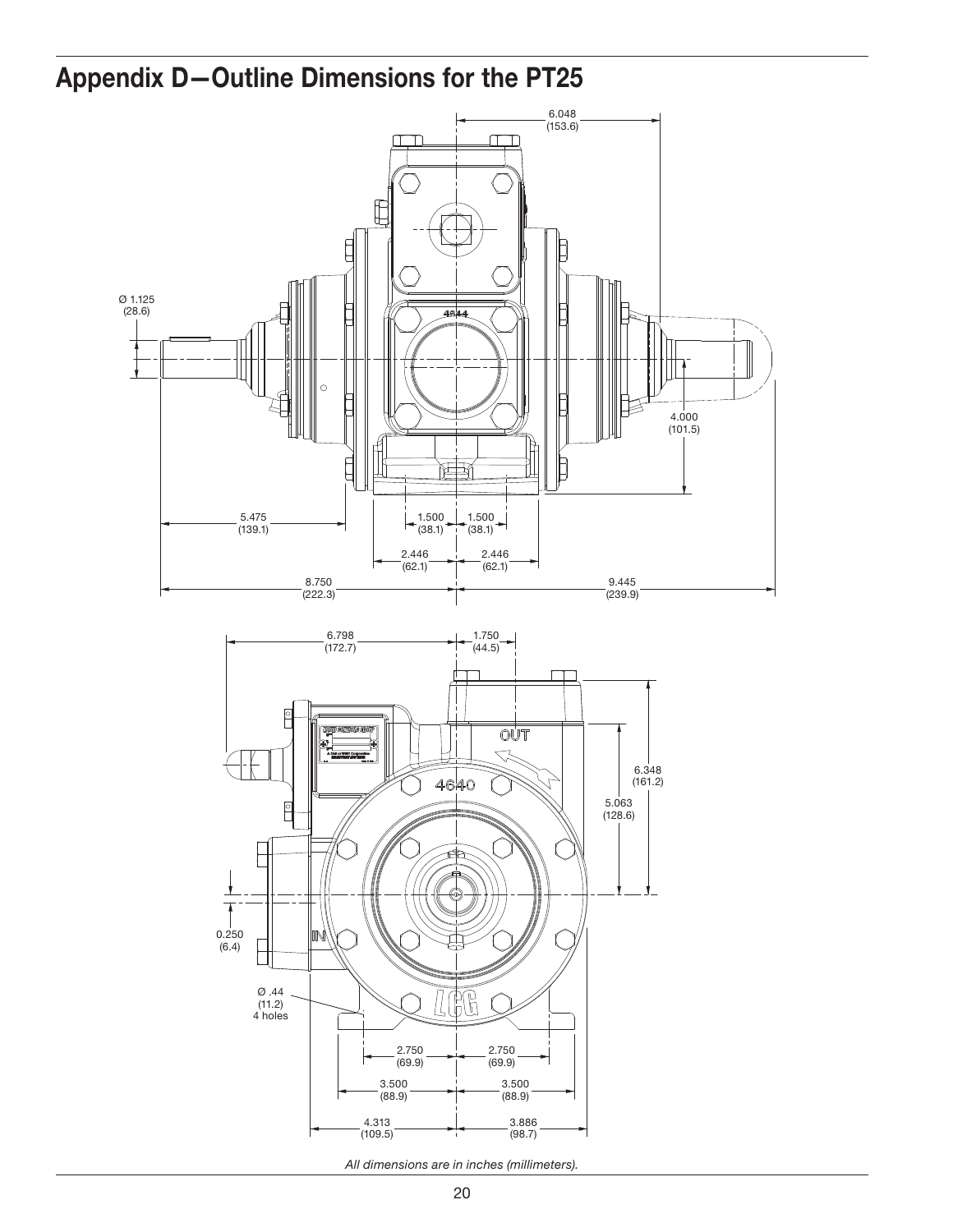# Appendix D—Outline Dimensions for the PT25

*All dimensions are in inches (millimeters).*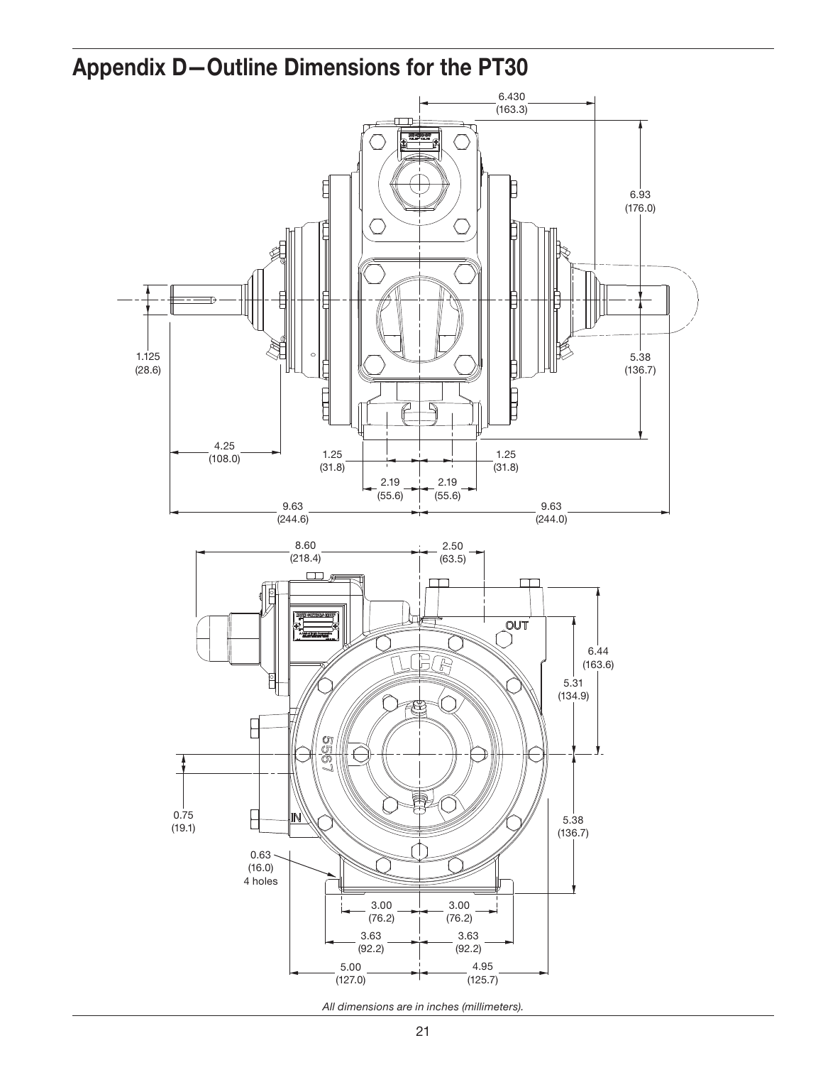## Appendix D—Outline Dimensions for the PT30

*All dimensions are in inches (millimeters).*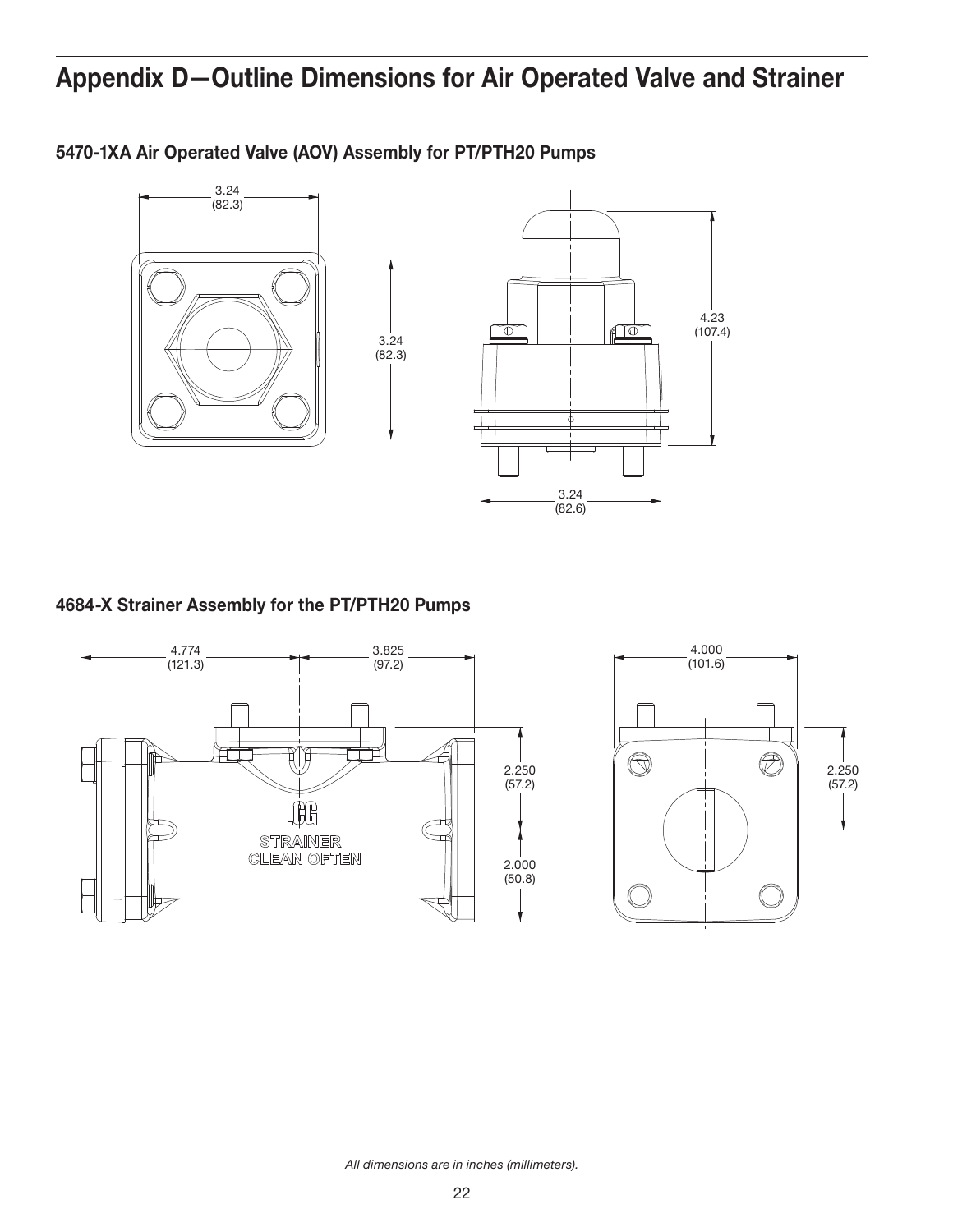# Appendix D—Outline Dimensions for Air Operated Valve and Strainer

## 5470-1XA Air Operated Valve (AOV) Assembly for PT/PTH20 Pumps

3.24 (82.3)

3.24 (82.3)

4.23 (107.4)

3.24 (82.6)

## 4684-X Strainer Assembly for the PT/PTH20 Pumps

4.774 (121.3)

3.825 (97.2)

2.250 (57.2)

2.000 (50.8)

LCG STRAINER CLEAN OFTEN

4.000 (101.6)

2.250 (57.2)

*All dimensions are in inches (millimeters).*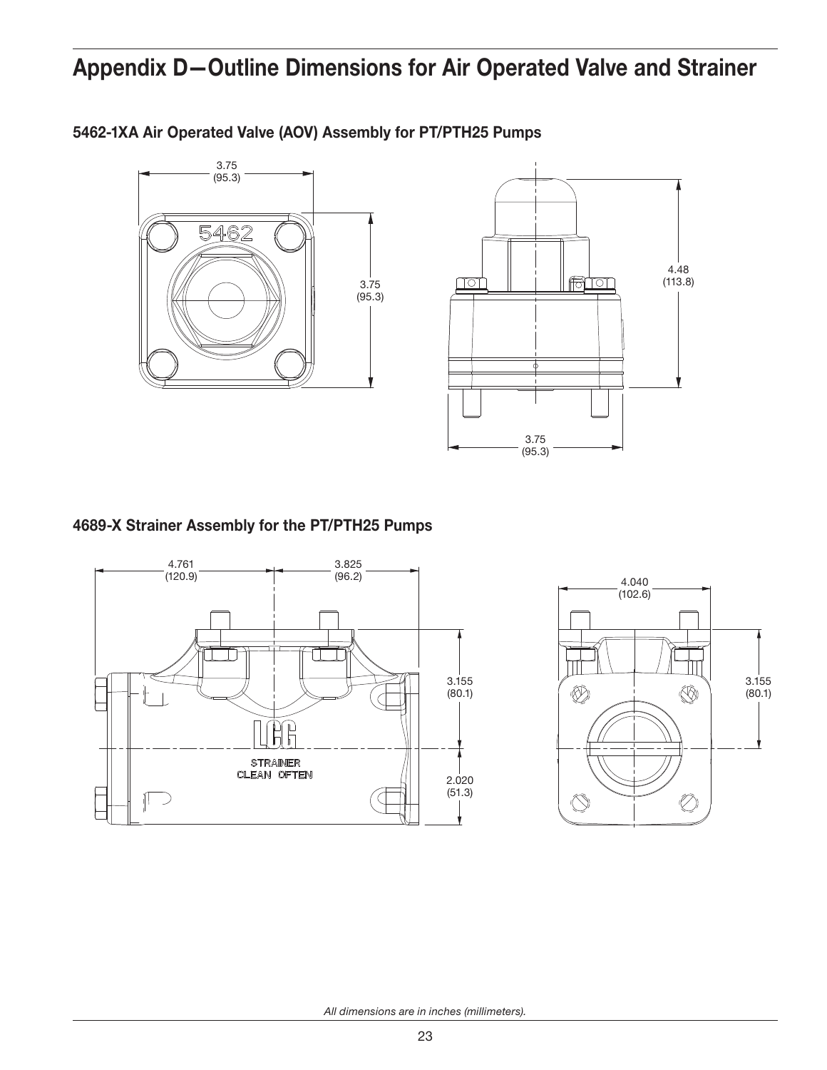# Appendix D—Outline Dimensions for Air Operated Valve and Strainer

### 5462-1XA Air Operated Valve (AOV) Assembly for PT/PTH25 Pumps

3.75 (95.3)

3.75 (95.3)

4.48 (113.8)

3.75 (95.3)

### 4689-X Strainer Assembly for the PT/PTH25 Pumps

4.761 (120.9)

3.825 (96.2)

3.155 (80.1)

2.020 (51.3)

4.040 (102.6)

3.155 (80.1)

*All dimensions are in inches (millimeters).*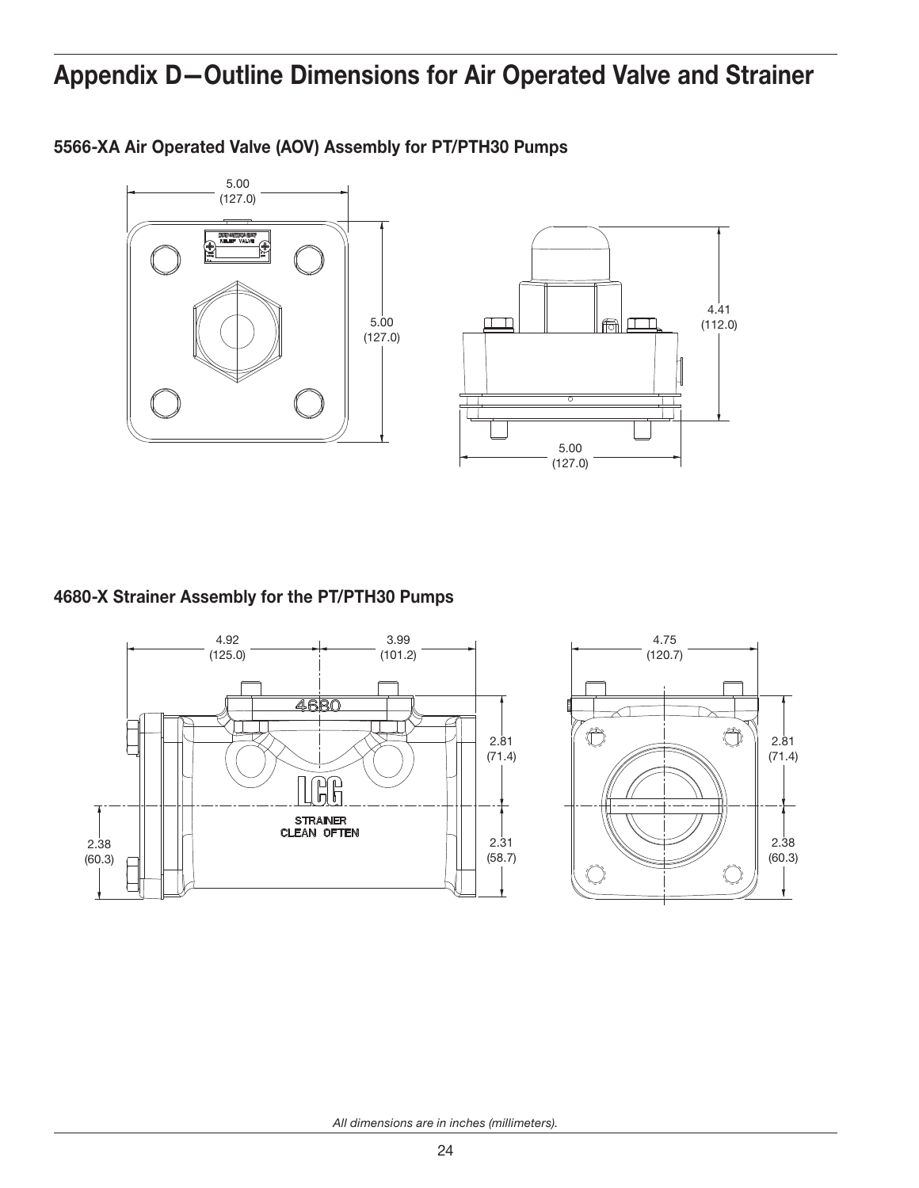# Appendix D—Outline Dimensions for Air Operated Valve and Strainer

## 5566-XA Air Operated Valve (AOV) Assembly for PT/PTH30 Pumps

## 4680-X Strainer Assembly for the PT/PTH30 Pumps

*All dimensions are in inches (millimeters).*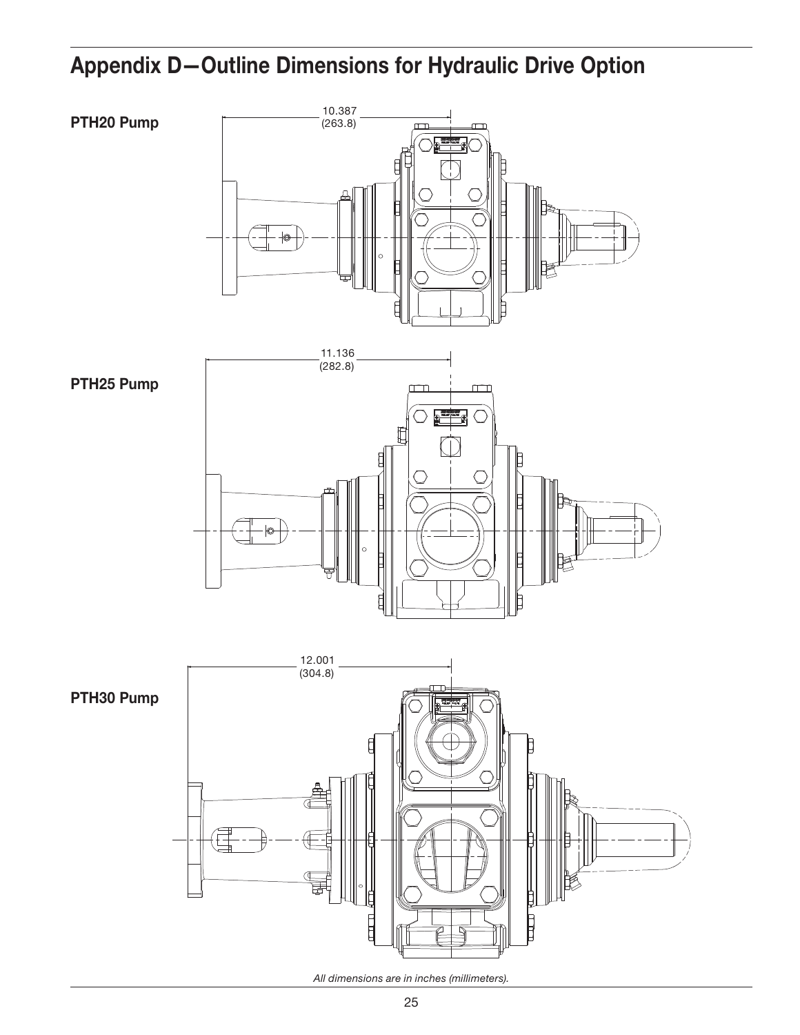# Appendix D—Outline Dimensions for Hydraulic Drive Option

**PTH20 Pump**

10.387
(263.8)

**PTH25 Pump**

11.136
(282.8)

**PTH30 Pump**

12.001
(304.8)

*All dimensions are in inches (millimeters).*